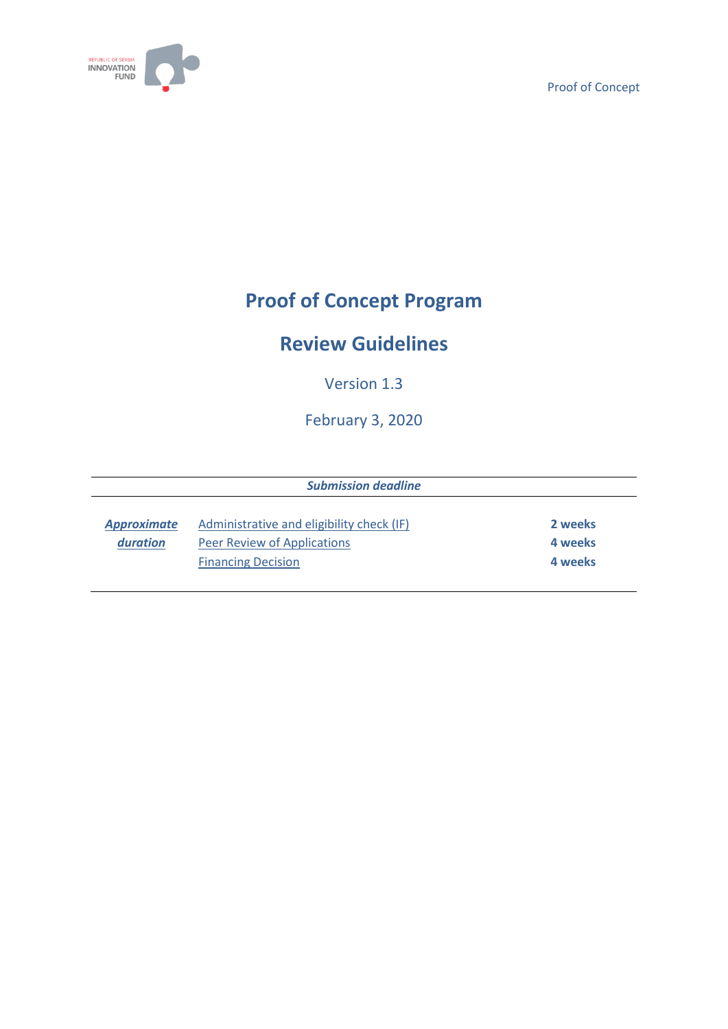# Proof of Concept Program

## Review Guidelines

Version 1.3

February 3, 2020

| *Submission deadline* | | |
|---|---|---|
| ***Approximate duration*** | Administrative and eligibility check (IF) | **2 weeks** |
| | Peer Review of Applications | **4 weeks** |
| | Financing Decision | **4 weeks** |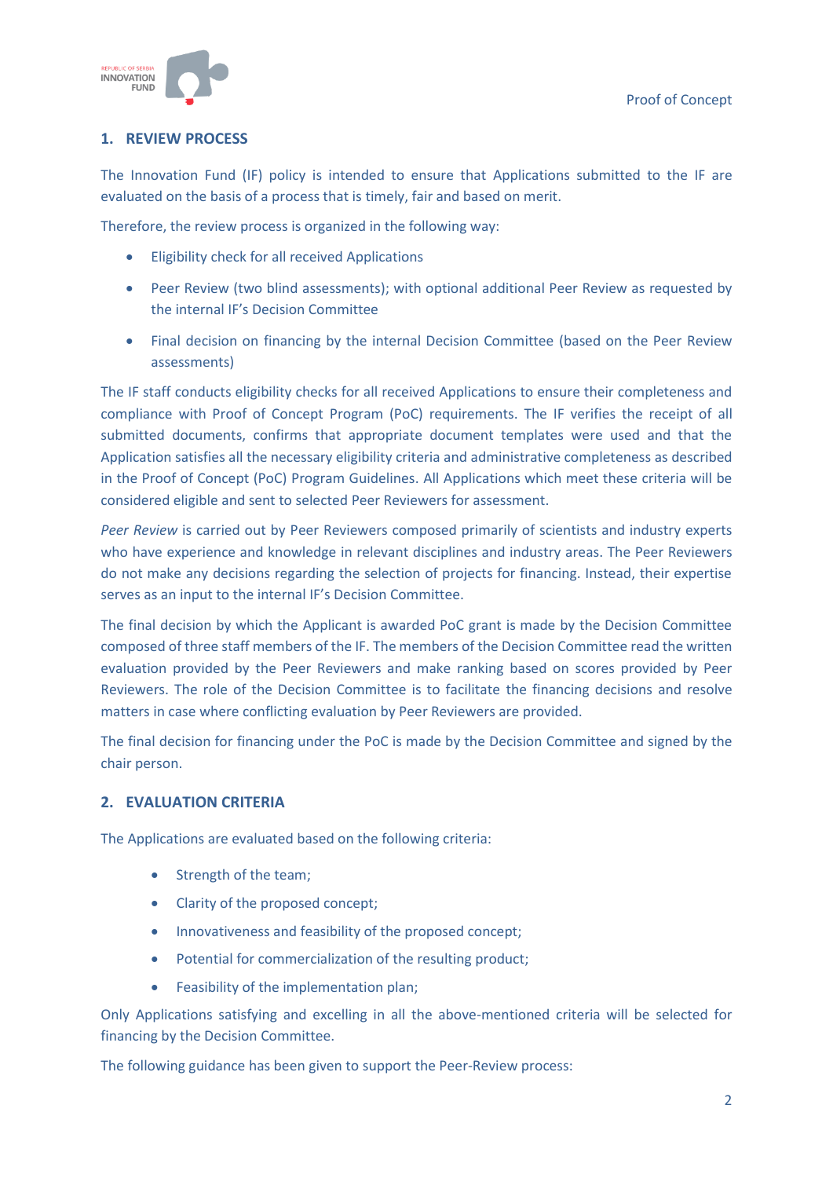## 1. REVIEW PROCESS

The Innovation Fund (IF) policy is intended to ensure that Applications submitted to the IF are evaluated on the basis of a process that is timely, fair and based on merit.

Therefore, the review process is organized in the following way:

- Eligibility check for all received Applications
- Peer Review (two blind assessments); with optional additional Peer Review as requested by the internal IF's Decision Committee
- Final decision on financing by the internal Decision Committee (based on the Peer Review assessments)

The IF staff conducts eligibility checks for all received Applications to ensure their completeness and compliance with Proof of Concept Program (PoC) requirements. The IF verifies the receipt of all submitted documents, confirms that appropriate document templates were used and that the Application satisfies all the necessary eligibility criteria and administrative completeness as described in the Proof of Concept (PoC) Program Guidelines. All Applications which meet these criteria will be considered eligible and sent to selected Peer Reviewers for assessment.

*Peer Review* is carried out by Peer Reviewers composed primarily of scientists and industry experts who have experience and knowledge in relevant disciplines and industry areas. The Peer Reviewers do not make any decisions regarding the selection of projects for financing. Instead, their expertise serves as an input to the internal IF's Decision Committee.

The final decision by which the Applicant is awarded PoC grant is made by the Decision Committee composed of three staff members of the IF. The members of the Decision Committee read the written evaluation provided by the Peer Reviewers and make ranking based on scores provided by Peer Reviewers. The role of the Decision Committee is to facilitate the financing decisions and resolve matters in case where conflicting evaluation by Peer Reviewers are provided.

The final decision for financing under the PoC is made by the Decision Committee and signed by the chair person.

## 2. EVALUATION CRITERIA

The Applications are evaluated based on the following criteria:

- Strength of the team;
- Clarity of the proposed concept;
- Innovativeness and feasibility of the proposed concept;
- Potential for commercialization of the resulting product;
- Feasibility of the implementation plan;

Only Applications satisfying and excelling in all the above-mentioned criteria will be selected for financing by the Decision Committee.

The following guidance has been given to support the Peer-Review process: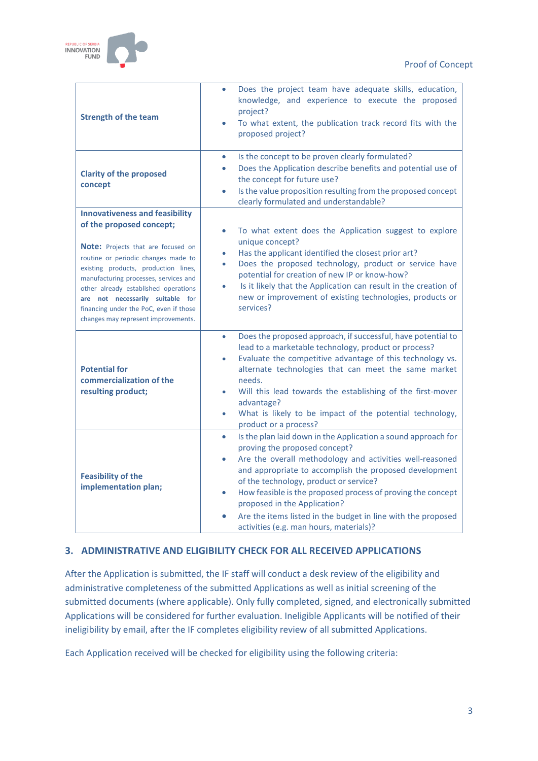| | |
|---|---|
| **Strength of the team** | • Does the project team have adequate skills, education, knowledge, and experience to execute the proposed project?<br>• To what extent, the publication track record fits with the proposed project? |
| **Clarity of the proposed concept** | • Is the concept to be proven clearly formulated?<br>• Does the Application describe benefits and potential use of the concept for future use?<br>• Is the value proposition resulting from the proposed concept clearly formulated and understandable? |
| **Innovativeness and feasibility of the proposed concept;**<br><br>**Note:** Projects that are focused on routine or periodic changes made to existing products, production lines, manufacturing processes, services and other already established operations **are not necessarily suitable** for financing under the PoC, even if those changes may represent improvements. | • To what extent does the Application suggest to explore unique concept?<br>• Has the applicant identified the closest prior art?<br>• Does the proposed technology, product or service have potential for creation of new IP or know-how?<br>• Is it likely that the Application can result in the creation of new or improvement of existing technologies, products or services? |
| **Potential for commercialization of the resulting product;** | • Does the proposed approach, if successful, have potential to lead to a marketable technology, product or process?<br>• Evaluate the competitive advantage of this technology vs. alternate technologies that can meet the same market needs.<br>• Will this lead towards the establishing of the first-mover advantage?<br>• What is likely to be impact of the potential technology, product or a process? |
| **Feasibility of the implementation plan;** | • Is the plan laid down in the Application a sound approach for proving the proposed concept?<br>• Are the overall methodology and activities well-reasoned and appropriate to accomplish the proposed development of the technology, product or service?<br>• How feasible is the proposed process of proving the concept proposed in the Application?<br>• Are the items listed in the budget in line with the proposed activities (e.g. man hours, materials)? |

## 3. ADMINISTRATIVE AND ELIGIBILITY CHECK FOR ALL RECEIVED APPLICATIONS

After the Application is submitted, the IF staff will conduct a desk review of the eligibility and administrative completeness of the submitted Applications as well as initial screening of the submitted documents (where applicable). Only fully completed, signed, and electronically submitted Applications will be considered for further evaluation. Ineligible Applicants will be notified of their ineligibility by email, after the IF completes eligibility review of all submitted Applications.

Each Application received will be checked for eligibility using the following criteria: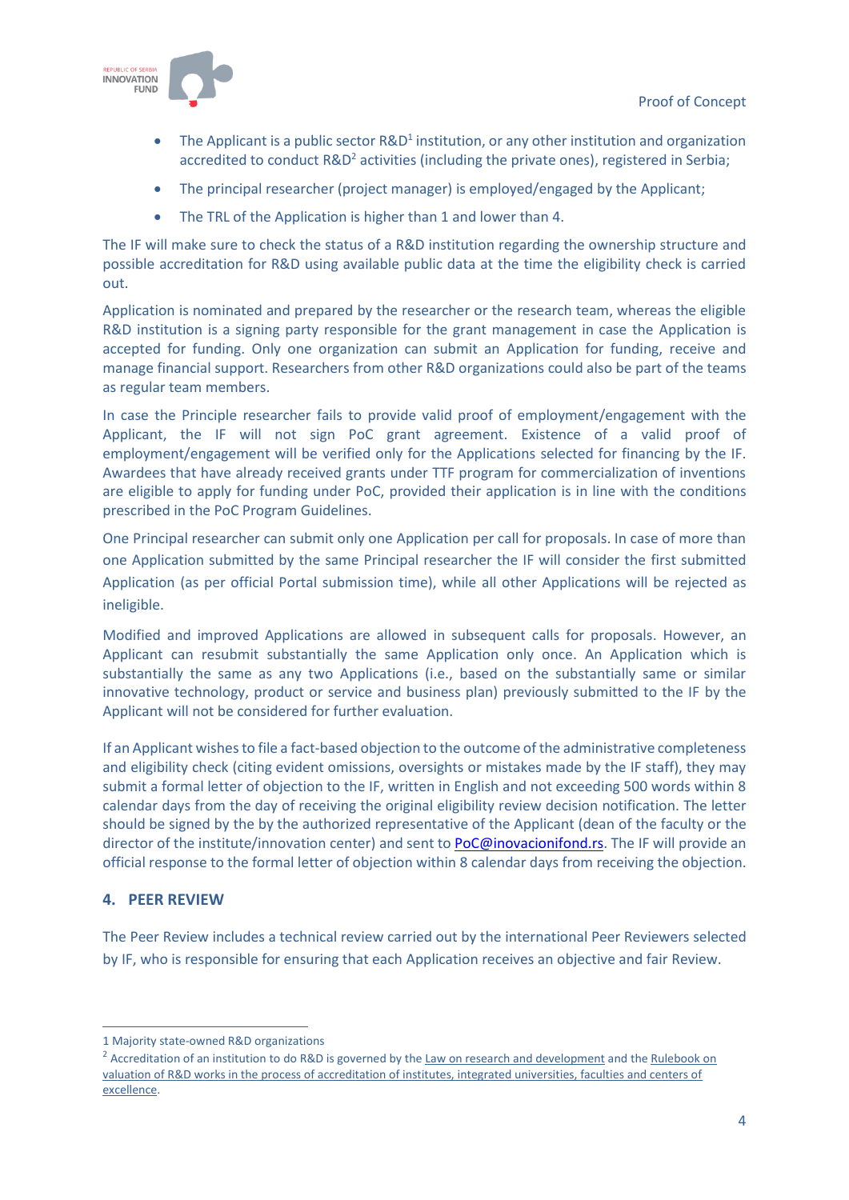- The Applicant is a public sector R&D[1] institution, or any other institution and organization accredited to conduct R&D[2] activities (including the private ones), registered in Serbia;
- The principal researcher (project manager) is employed/engaged by the Applicant;
- The TRL of the Application is higher than 1 and lower than 4.

The IF will make sure to check the status of a R&D institution regarding the ownership structure and possible accreditation for R&D using available public data at the time the eligibility check is carried out.

Application is nominated and prepared by the researcher or the research team, whereas the eligible R&D institution is a signing party responsible for the grant management in case the Application is accepted for funding. Only one organization can submit an Application for funding, receive and manage financial support. Researchers from other R&D organizations could also be part of the teams as regular team members.

In case the Principle researcher fails to provide valid proof of employment/engagement with the Applicant, the IF will not sign PoC grant agreement. Existence of a valid proof of employment/engagement will be verified only for the Applications selected for financing by the IF. Awardees that have already received grants under TTF program for commercialization of inventions are eligible to apply for funding under PoC, provided their application is in line with the conditions prescribed in the PoC Program Guidelines.

One Principal researcher can submit only one Application per call for proposals. In case of more than one Application submitted by the same Principal researcher the IF will consider the first submitted Application (as per official Portal submission time), while all other Applications will be rejected as ineligible.

Modified and improved Applications are allowed in subsequent calls for proposals. However, an Applicant can resubmit substantially the same Application only once. An Application which is substantially the same as any two Applications (i.e., based on the substantially same or similar innovative technology, product or service and business plan) previously submitted to the IF by the Applicant will not be considered for further evaluation.

If an Applicant wishes to file a fact-based objection to the outcome of the administrative completeness and eligibility check (citing evident omissions, oversights or mistakes made by the IF staff), they may submit a formal letter of objection to the IF, written in English and not exceeding 500 words within 8 calendar days from the day of receiving the original eligibility review decision notification. The letter should be signed by the by the authorized representative of the Applicant (dean of the faculty or the director of the institute/innovation center) and sent to PoC@inovacionifond.rs. The IF will provide an official response to the formal letter of objection within 8 calendar days from receiving the objection.

## 4. PEER REVIEW

The Peer Review includes a technical review carried out by the international Peer Reviewers selected by IF, who is responsible for ensuring that each Application receives an objective and fair Review.

---

[1] Majority state-owned R&D organizations

[2] Accreditation of an institution to do R&D is governed by the Law on research and development and the Rulebook on valuation of R&D works in the process of accreditation of institutes, integrated universities, faculties and centers of excellence.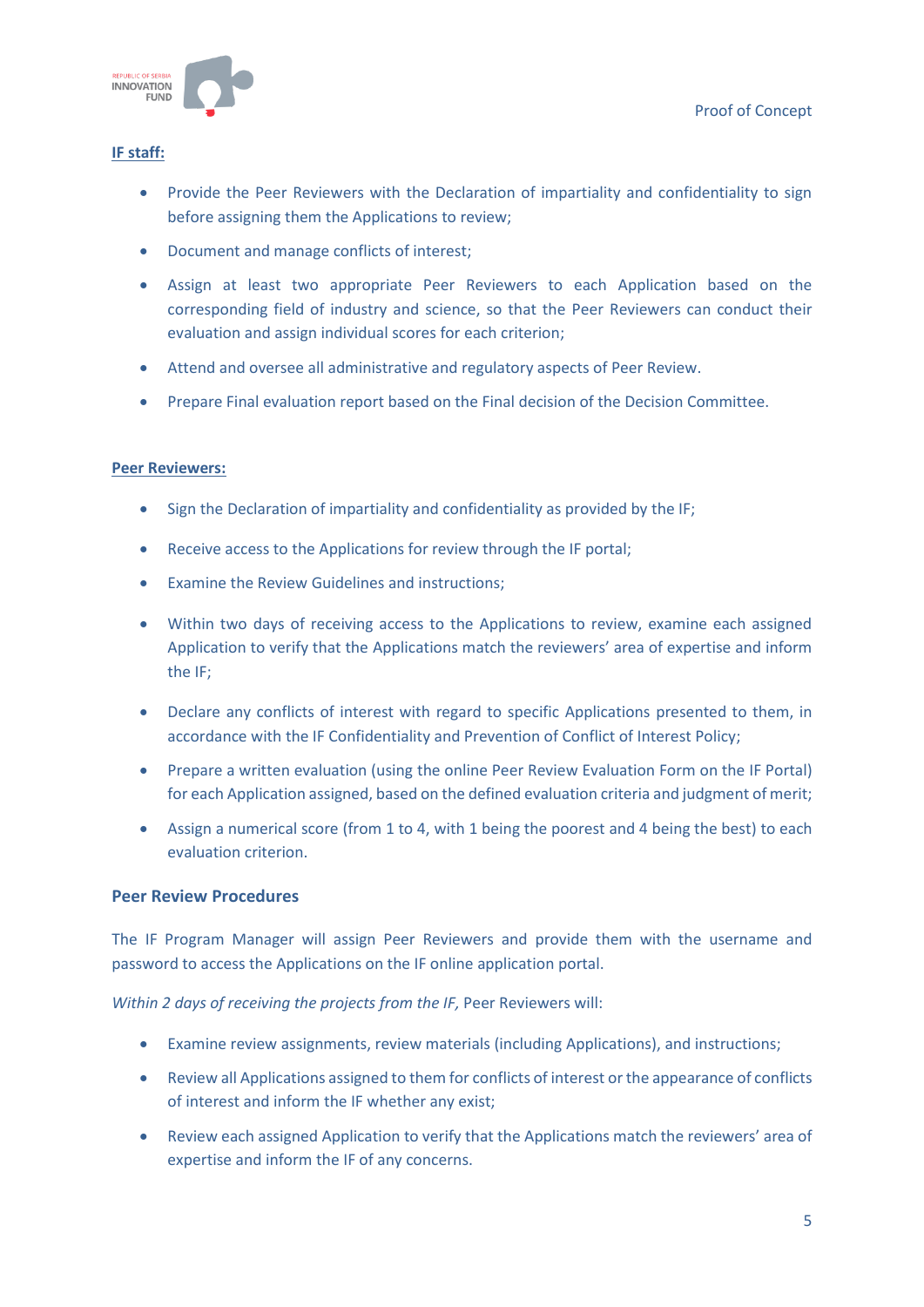**IF staff:**

- Provide the Peer Reviewers with the Declaration of impartiality and confidentiality to sign before assigning them the Applications to review;
- Document and manage conflicts of interest;
- Assign at least two appropriate Peer Reviewers to each Application based on the corresponding field of industry and science, so that the Peer Reviewers can conduct their evaluation and assign individual scores for each criterion;
- Attend and oversee all administrative and regulatory aspects of Peer Review.
- Prepare Final evaluation report based on the Final decision of the Decision Committee.

**Peer Reviewers:**

- Sign the Declaration of impartiality and confidentiality as provided by the IF;
- Receive access to the Applications for review through the IF portal;
- Examine the Review Guidelines and instructions;
- Within two days of receiving access to the Applications to review, examine each assigned Application to verify that the Applications match the reviewers' area of expertise and inform the IF;
- Declare any conflicts of interest with regard to specific Applications presented to them, in accordance with the IF Confidentiality and Prevention of Conflict of Interest Policy;
- Prepare a written evaluation (using the online Peer Review Evaluation Form on the IF Portal) for each Application assigned, based on the defined evaluation criteria and judgment of merit;
- Assign a numerical score (from 1 to 4, with 1 being the poorest and 4 being the best) to each evaluation criterion.

### Peer Review Procedures

The IF Program Manager will assign Peer Reviewers and provide them with the username and password to access the Applications on the IF online application portal.

*Within 2 days of receiving the projects from the IF,* Peer Reviewers will:

- Examine review assignments, review materials (including Applications), and instructions;
- Review all Applications assigned to them for conflicts of interest or the appearance of conflicts of interest and inform the IF whether any exist;
- Review each assigned Application to verify that the Applications match the reviewers' area of expertise and inform the IF of any concerns.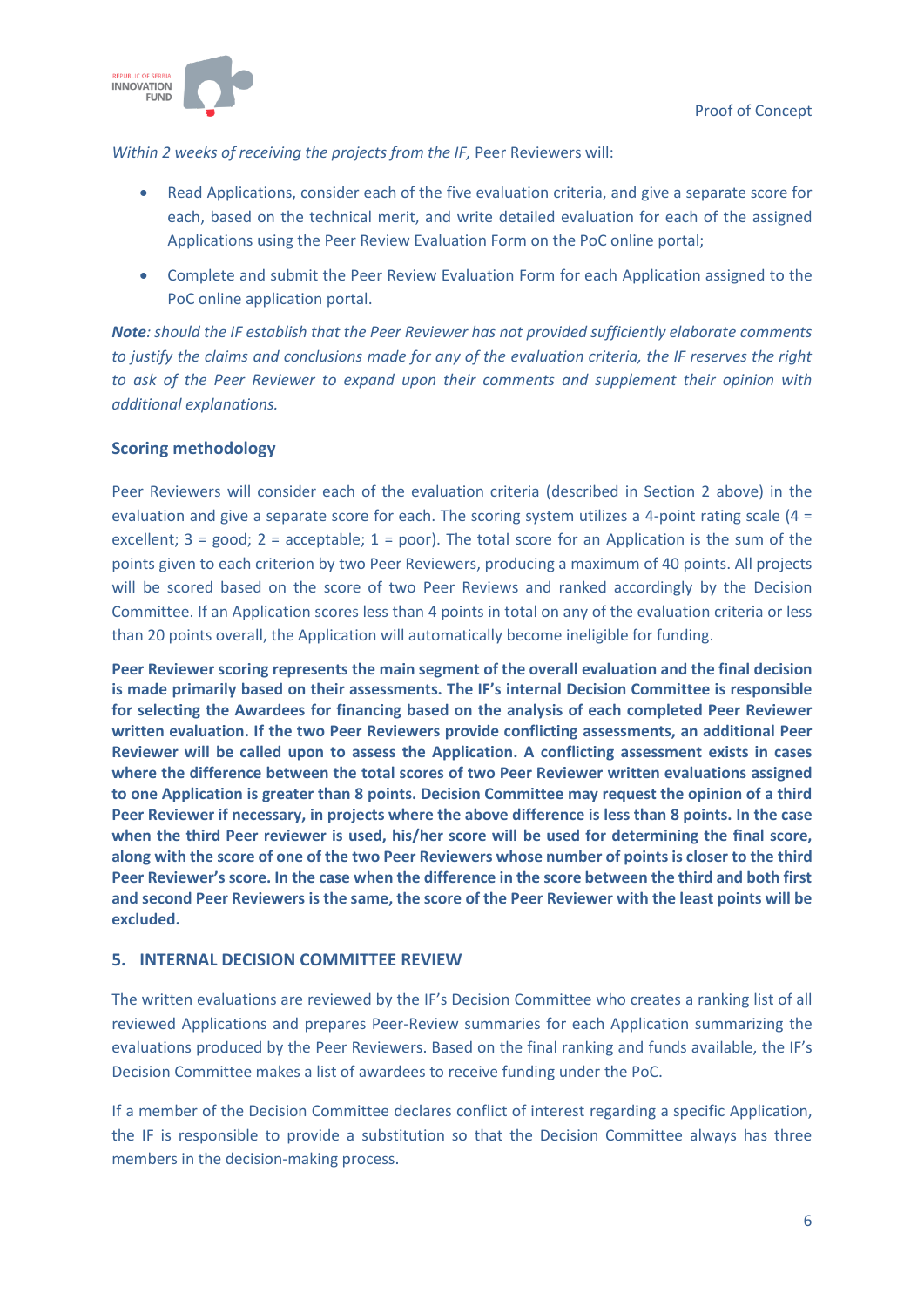*Within 2 weeks of receiving the projects from the IF,* Peer Reviewers will:

- Read Applications, consider each of the five evaluation criteria, and give a separate score for each, based on the technical merit, and write detailed evaluation for each of the assigned Applications using the Peer Review Evaluation Form on the PoC online portal;
- Complete and submit the Peer Review Evaluation Form for each Application assigned to the PoC online application portal.

***Note**: should the IF establish that the Peer Reviewer has not provided sufficiently elaborate comments to justify the claims and conclusions made for any of the evaluation criteria, the IF reserves the right to ask of the Peer Reviewer to expand upon their comments and supplement their opinion with additional explanations.*

### Scoring methodology

Peer Reviewers will consider each of the evaluation criteria (described in Section 2 above) in the evaluation and give a separate score for each. The scoring system utilizes a 4-point rating scale (4 = excellent; 3 = good; 2 = acceptable; 1 = poor). The total score for an Application is the sum of the points given to each criterion by two Peer Reviewers, producing a maximum of 40 points. All projects will be scored based on the score of two Peer Reviews and ranked accordingly by the Decision Committee. If an Application scores less than 4 points in total on any of the evaluation criteria or less than 20 points overall, the Application will automatically become ineligible for funding.

**Peer Reviewer scoring represents the main segment of the overall evaluation and the final decision is made primarily based on their assessments. The IF's internal Decision Committee is responsible for selecting the Awardees for financing based on the analysis of each completed Peer Reviewer written evaluation. If the two Peer Reviewers provide conflicting assessments, an additional Peer Reviewer will be called upon to assess the Application. A conflicting assessment exists in cases where the difference between the total scores of two Peer Reviewer written evaluations assigned to one Application is greater than 8 points. Decision Committee may request the opinion of a third Peer Reviewer if necessary, in projects where the above difference is less than 8 points. In the case when the third Peer reviewer is used, his/her score will be used for determining the final score, along with the score of one of the two Peer Reviewers whose number of points is closer to the third Peer Reviewer's score. In the case when the difference in the score between the third and both first and second Peer Reviewers is the same, the score of the Peer Reviewer with the least points will be excluded.**

## 5. INTERNAL DECISION COMMITTEE REVIEW

The written evaluations are reviewed by the IF's Decision Committee who creates a ranking list of all reviewed Applications and prepares Peer-Review summaries for each Application summarizing the evaluations produced by the Peer Reviewers. Based on the final ranking and funds available, the IF's Decision Committee makes a list of awardees to receive funding under the PoC.

If a member of the Decision Committee declares conflict of interest regarding a specific Application, the IF is responsible to provide a substitution so that the Decision Committee always has three members in the decision-making process.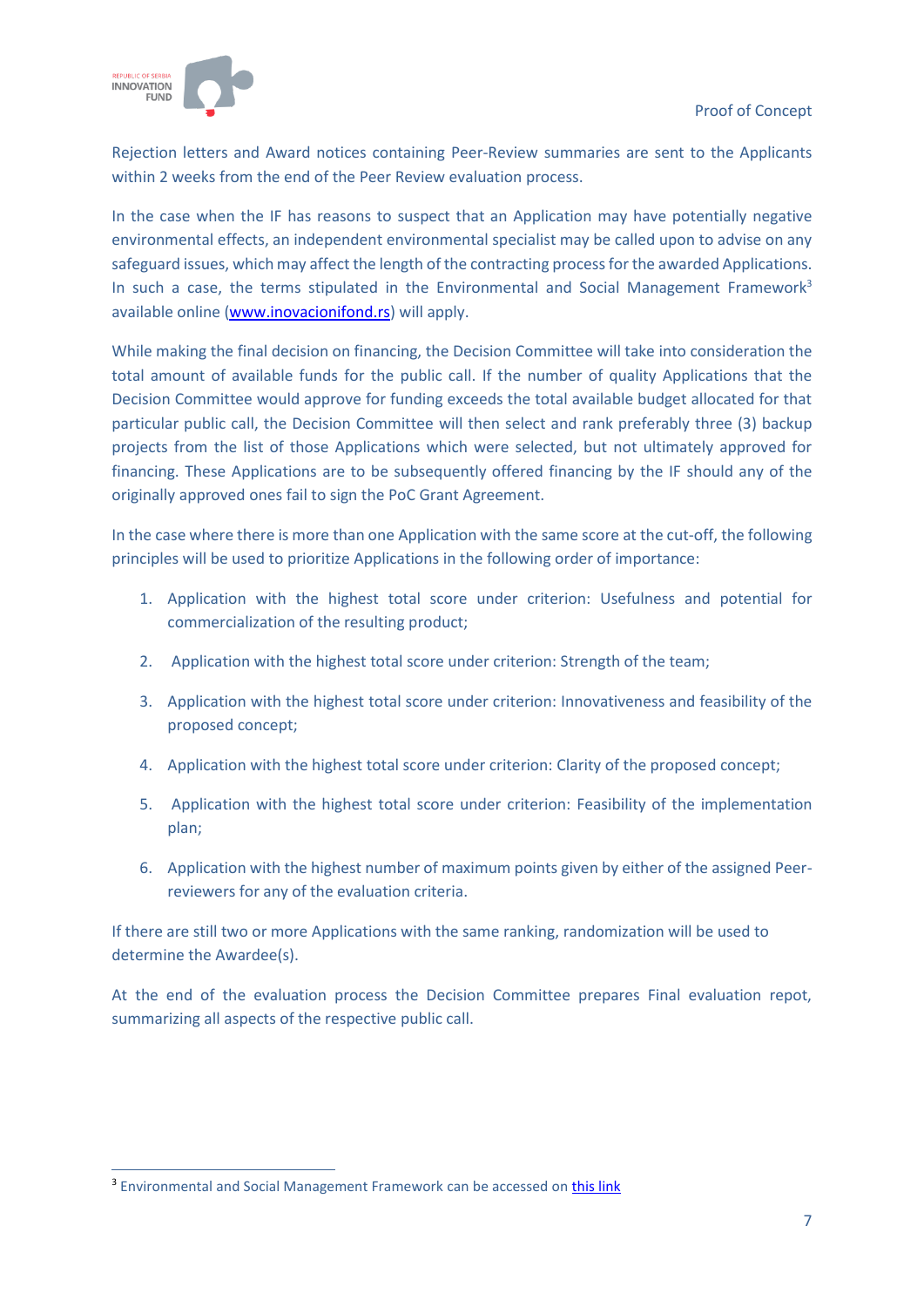Rejection letters and Award notices containing Peer-Review summaries are sent to the Applicants within 2 weeks from the end of the Peer Review evaluation process.

In the case when the IF has reasons to suspect that an Application may have potentially negative environmental effects, an independent environmental specialist may be called upon to advise on any safeguard issues, which may affect the length of the contracting process for the awarded Applications. In such a case, the terms stipulated in the Environmental and Social Management Framework[3] available online (www.inovacionifond.rs) will apply.

While making the final decision on financing, the Decision Committee will take into consideration the total amount of available funds for the public call. If the number of quality Applications that the Decision Committee would approve for funding exceeds the total available budget allocated for that particular public call, the Decision Committee will then select and rank preferably three (3) backup projects from the list of those Applications which were selected, but not ultimately approved for financing. These Applications are to be subsequently offered financing by the IF should any of the originally approved ones fail to sign the PoC Grant Agreement.

In the case where there is more than one Application with the same score at the cut-off, the following principles will be used to prioritize Applications in the following order of importance:

1. Application with the highest total score under criterion: Usefulness and potential for commercialization of the resulting product;
2. Application with the highest total score under criterion: Strength of the team;
3. Application with the highest total score under criterion: Innovativeness and feasibility of the proposed concept;
4. Application with the highest total score under criterion: Clarity of the proposed concept;
5. Application with the highest total score under criterion: Feasibility of the implementation plan;
6. Application with the highest number of maximum points given by either of the assigned Peer-reviewers for any of the evaluation criteria.

If there are still two or more Applications with the same ranking, randomization will be used to determine the Awardee(s).

At the end of the evaluation process the Decision Committee prepares Final evaluation repot, summarizing all aspects of the respective public call.

---

[3] Environmental and Social Management Framework can be accessed on this link